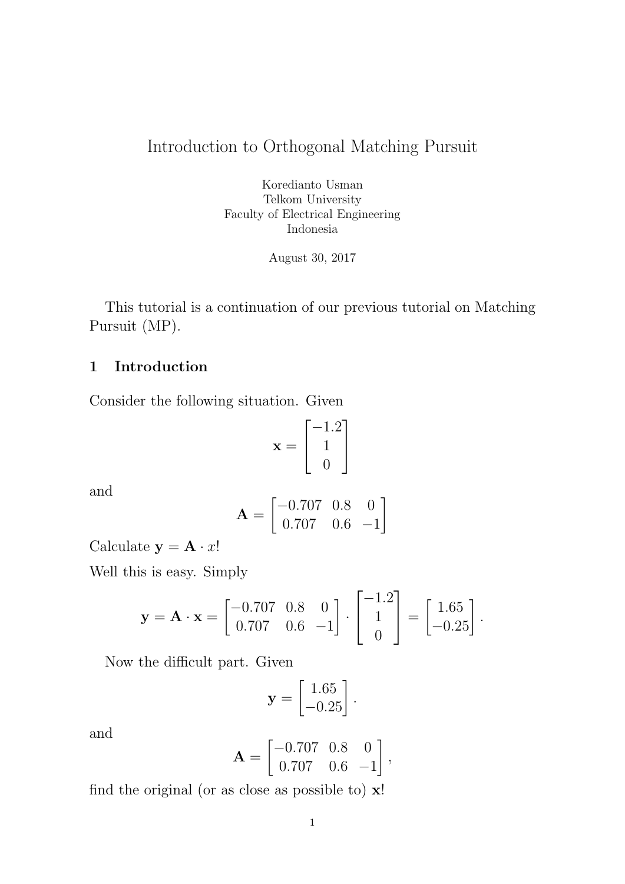# Introduction to Orthogonal Matching Pursuit

Koredianto Usman
Telkom University
Faculty of Electrical Engineering
Indonesia

August 30, 2017

This tutorial is a continuation of our previous tutorial on Matching Pursuit (MP).

## 1 Introduction

Consider the following situation. Given

$$\mathbf{x} = \begin{bmatrix} -1.2 \\ 1 \\ 0 \end{bmatrix}$$

and

$$\mathbf{A} = \begin{bmatrix} -0.707 & 0.8 & 0 \\ 0.707 & 0.6 & -1 \end{bmatrix}$$

Calculate $\mathbf{y} = \mathbf{A} \cdot x$!

Well this is easy. Simply

$$\mathbf{y} = \mathbf{A} \cdot \mathbf{x} = \begin{bmatrix} -0.707 & 0.8 & 0 \\ 0.707 & 0.6 & -1 \end{bmatrix} \cdot \begin{bmatrix} -1.2 \\ 1 \\ 0 \end{bmatrix} = \begin{bmatrix} 1.65 \\ -0.25 \end{bmatrix}.$$

Now the difficult part. Given

$$\mathbf{y} = \begin{bmatrix} 1.65 \\ -0.25 \end{bmatrix}.$$

and

$$\mathbf{A} = \begin{bmatrix} -0.707 & 0.8 & 0 \\ 0.707 & 0.6 & -1 \end{bmatrix},$$

find the original (or as close as possible to) $\mathbf{x}$!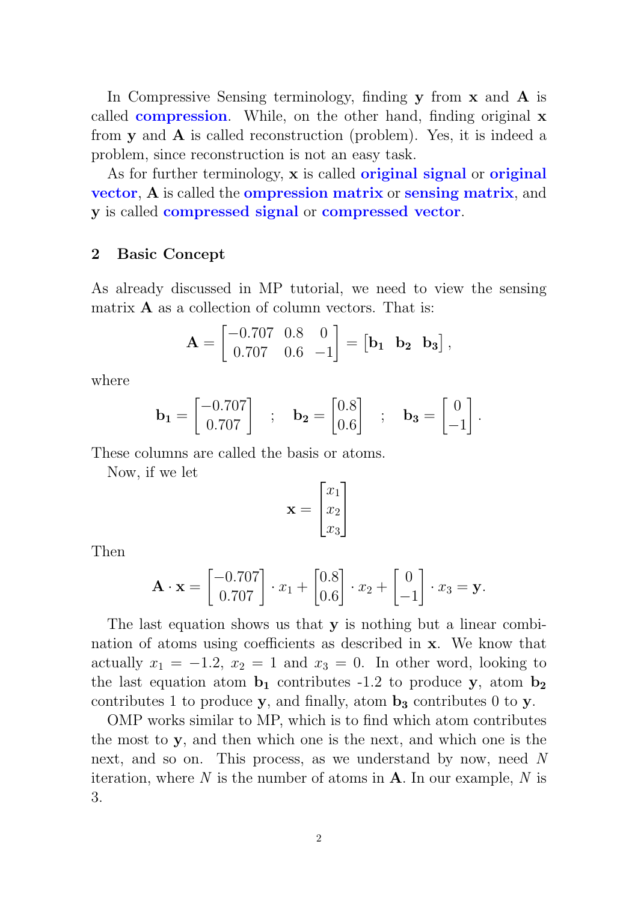In Compressive Sensing terminology, finding **y** from **x** and **A** is called **compression**. While, on the other hand, finding original **x** from **y** and **A** is called reconstruction (problem). Yes, it is indeed a problem, since reconstruction is not an easy task.

As for further terminology, **x** is called **original signal** or **original vector**, **A** is called the **ompression matrix** or **sensing matrix**, and **y** is called **compressed signal** or **compressed vector**.

## 2 Basic Concept

As already discussed in MP tutorial, we need to view the sensing matrix **A** as a collection of column vectors. That is:

$$\mathbf{A} = \begin{bmatrix} -0.707 & 0.8 & 0 \\ 0.707 & 0.6 & -1 \end{bmatrix} = \begin{bmatrix} \mathbf{b_1} & \mathbf{b_2} & \mathbf{b_3} \end{bmatrix},$$

where

$$\mathbf{b_1} = \begin{bmatrix} -0.707 \\ 0.707 \end{bmatrix} \quad ; \quad \mathbf{b_2} = \begin{bmatrix} 0.8 \\ 0.6 \end{bmatrix} \quad ; \quad \mathbf{b_3} = \begin{bmatrix} 0 \\ -1 \end{bmatrix}.$$

These columns are called the basis or atoms.

Now, if we let

$$\mathbf{x} = \begin{bmatrix} x_1 \\ x_2 \\ x_3 \end{bmatrix}$$

Then

$$\mathbf{A} \cdot \mathbf{x} = \begin{bmatrix} -0.707 \\ 0.707 \end{bmatrix} \cdot x_1 + \begin{bmatrix} 0.8 \\ 0.6 \end{bmatrix} \cdot x_2 + \begin{bmatrix} 0 \\ -1 \end{bmatrix} \cdot x_3 = \mathbf{y}.$$

The last equation shows us that **y** is nothing but a linear combination of atoms using coefficients as described in **x**. We know that actually $x_1 = -1.2$, $x_2 = 1$ and $x_3 = 0$. In other word, looking to the last equation atom $\mathbf{b_1}$ contributes -1.2 to produce **y**, atom $\mathbf{b_2}$ contributes 1 to produce **y**, and finally, atom $\mathbf{b_3}$ contributes 0 to **y**.

OMP works similar to MP, which is to find which atom contributes the most to **y**, and then which one is the next, and which one is the next, and so on. This process, as we understand by now, need $N$ iteration, where $N$ is the number of atoms in **A**. In our example, $N$ is 3.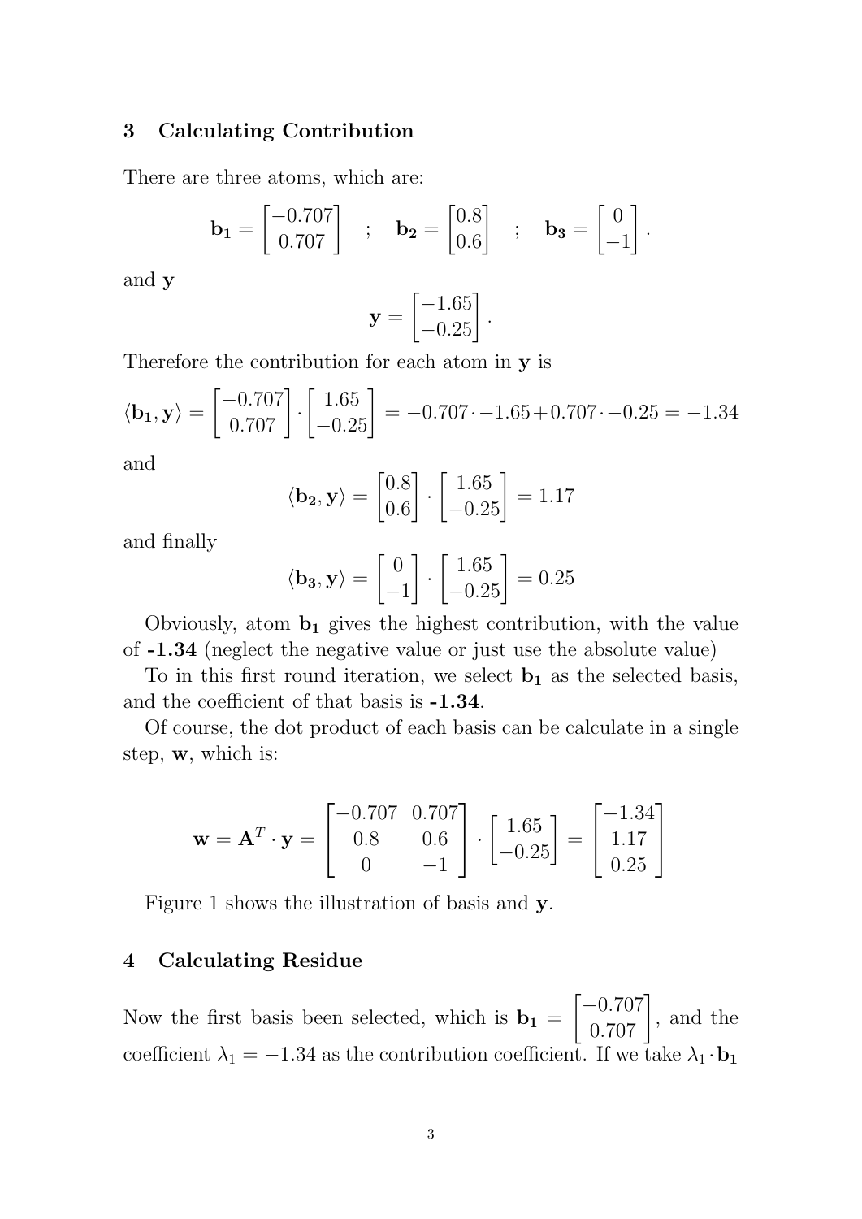## 3 Calculating Contribution

There are three atoms, which are:

$$\mathbf{b_1} = \begin{bmatrix} -0.707 \\ 0.707 \end{bmatrix} \quad ; \quad \mathbf{b_2} = \begin{bmatrix} 0.8 \\ 0.6 \end{bmatrix} \quad ; \quad \mathbf{b_3} = \begin{bmatrix} 0 \\ -1 \end{bmatrix}.$$

and $\mathbf{y}$

$$\mathbf{y} = \begin{bmatrix} -1.65 \\ -0.25 \end{bmatrix}.$$

Therefore the contribution for each atom in $\mathbf{y}$ is

$$\langle \mathbf{b_1}, \mathbf{y} \rangle = \begin{bmatrix} -0.707 \\ 0.707 \end{bmatrix} \cdot \begin{bmatrix} 1.65 \\ -0.25 \end{bmatrix} = -0.707 \cdot -1.65 + 0.707 \cdot -0.25 = -1.34$$

and

$$\langle \mathbf{b_2}, \mathbf{y} \rangle = \begin{bmatrix} 0.8 \\ 0.6 \end{bmatrix} \cdot \begin{bmatrix} 1.65 \\ -0.25 \end{bmatrix} = 1.17$$

and finally

$$\langle \mathbf{b_3}, \mathbf{y} \rangle = \begin{bmatrix} 0 \\ -1 \end{bmatrix} \cdot \begin{bmatrix} 1.65 \\ -0.25 \end{bmatrix} = 0.25$$

Obviously, atom $\mathbf{b_1}$ gives the highest contribution, with the value of **-1.34** (neglect the negative value or just use the absolute value)

To in this first round iteration, we select $\mathbf{b_1}$ as the selected basis, and the coefficient of that basis is **-1.34**.

Of course, the dot product of each basis can be calculate in a single step, $\mathbf{w}$, which is:

$$\mathbf{w} = \mathbf{A}^T \cdot \mathbf{y} = \begin{bmatrix} -0.707 & 0.707 \\ 0.8 & 0.6 \\ 0 & -1 \end{bmatrix} \cdot \begin{bmatrix} 1.65 \\ -0.25 \end{bmatrix} = \begin{bmatrix} -1.34 \\ 1.17 \\ 0.25 \end{bmatrix}$$

Figure 1 shows the illustration of basis and $\mathbf{y}$.

## 4 Calculating Residue

Now the first basis been selected, which is $\mathbf{b_1} = \begin{bmatrix} -0.707 \\ 0.707 \end{bmatrix}$, and the coefficient $\lambda_1 = -1.34$ as the contribution coefficient. If we take $\lambda_1 \cdot \mathbf{b_1}$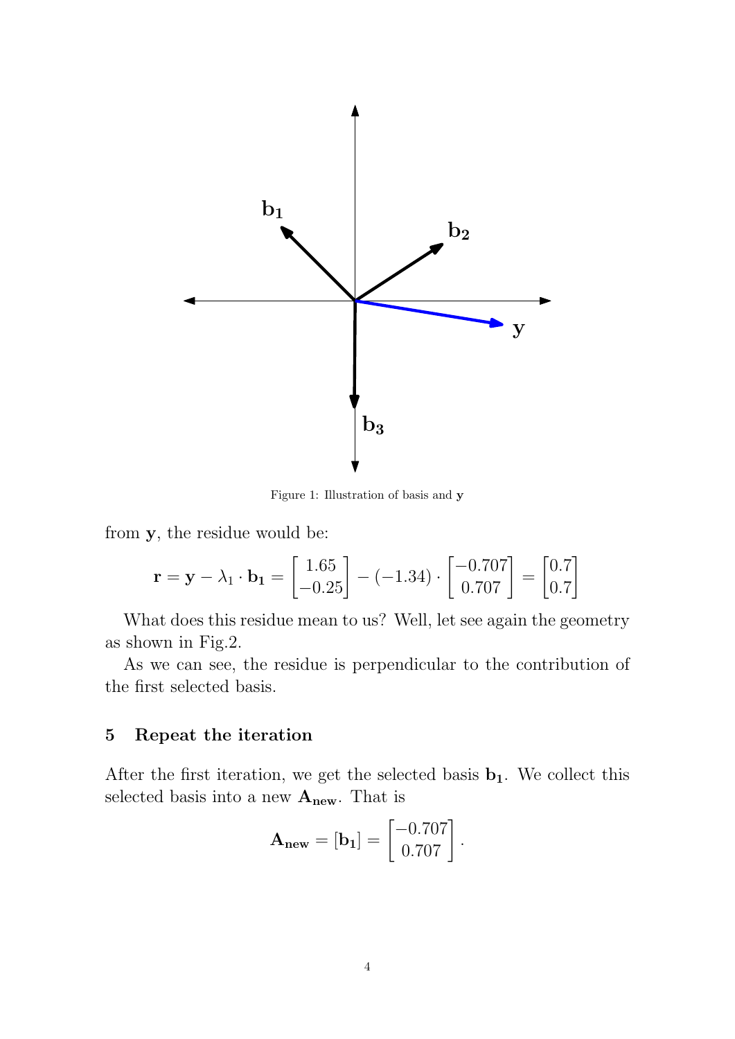Figure 1: Illustration of basis and $\mathbf{y}$

from $\mathbf{y}$, the residue would be:

$$\mathbf{r} = \mathbf{y} - \lambda_1 \cdot \mathbf{b_1} = \begin{bmatrix} 1.65 \\ -0.25 \end{bmatrix} - (-1.34) \cdot \begin{bmatrix} -0.707 \\ 0.707 \end{bmatrix} = \begin{bmatrix} 0.7 \\ 0.7 \end{bmatrix}$$

What does this residue mean to us? Well, let see again the geometry as shown in Fig.2.

As we can see, the residue is perpendicular to the contribution of the first selected basis.

## 5 Repeat the iteration

After the first iteration, we get the selected basis $\mathbf{b_1}$. We collect this selected basis into a new $\mathbf{A_{new}}$. That is

$$\mathbf{A_{new}} = [\mathbf{b_1}] = \begin{bmatrix} -0.707 \\ 0.707 \end{bmatrix}.$$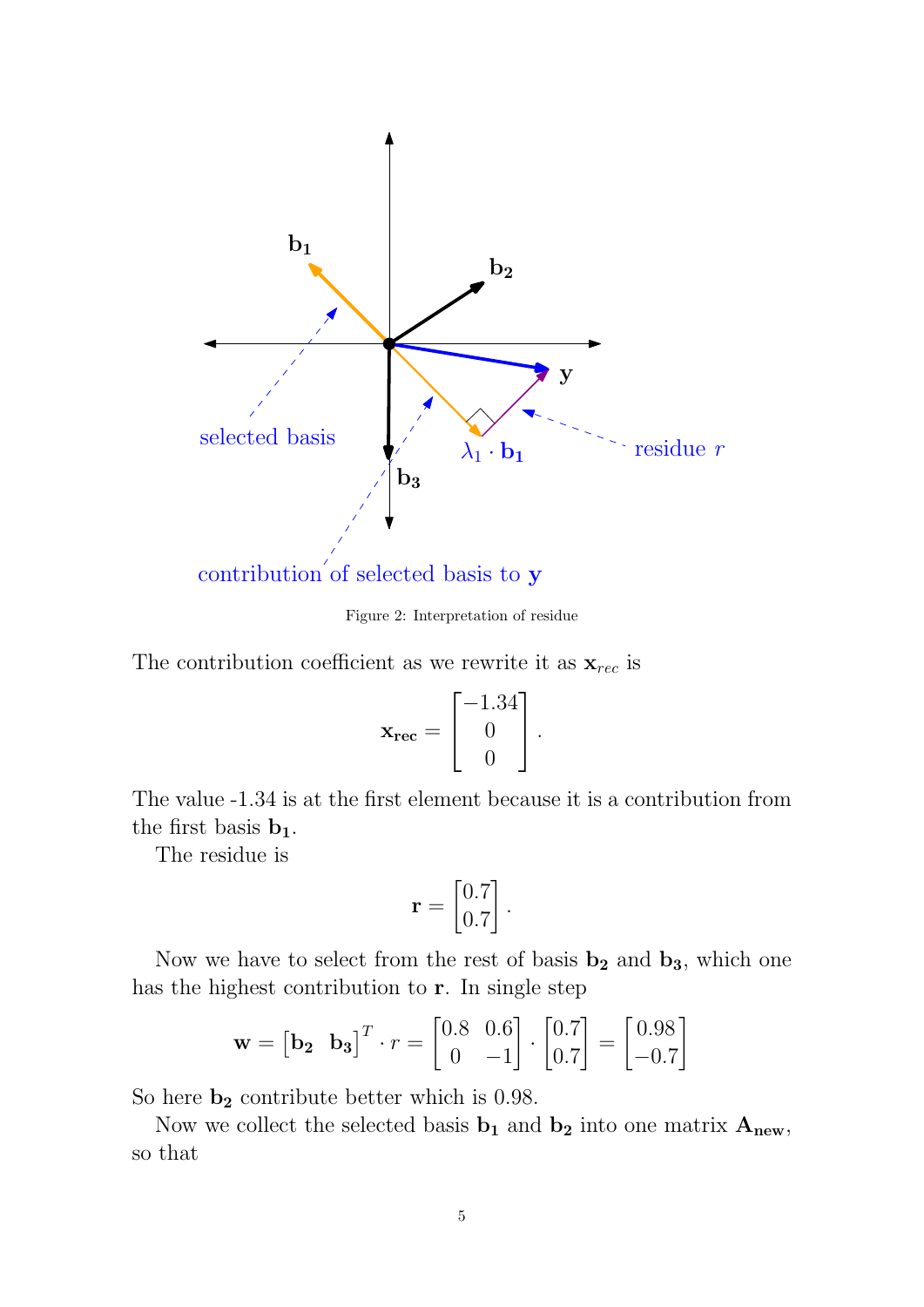Figure 2: Interpretation of residue

The contribution coefficient as we rewrite it as $\mathbf{x}_{rec}$ is

$$\mathbf{x_{rec}} = \begin{bmatrix} -1.34 \\ 0 \\ 0 \end{bmatrix}.$$

The value -1.34 is at the first element because it is a contribution from the first basis $\mathbf{b_1}$.

The residue is

$$\mathbf{r} = \begin{bmatrix} 0.7 \\ 0.7 \end{bmatrix}.$$

Now we have to select from the rest of basis $\mathbf{b_2}$ and $\mathbf{b_3}$, which one has the highest contribution to $\mathbf{r}$. In single step

$$\mathbf{w} = \begin{bmatrix} \mathbf{b_2} & \mathbf{b_3} \end{bmatrix}^T \cdot r = \begin{bmatrix} 0.8 & 0.6 \\ 0 & -1 \end{bmatrix} \cdot \begin{bmatrix} 0.7 \\ 0.7 \end{bmatrix} = \begin{bmatrix} 0.98 \\ -0.7 \end{bmatrix}$$

So here $\mathbf{b_2}$ contribute better which is 0.98.

Now we collect the selected basis $\mathbf{b_1}$ and $\mathbf{b_2}$ into one matrix $\mathbf{A_{new}}$, so that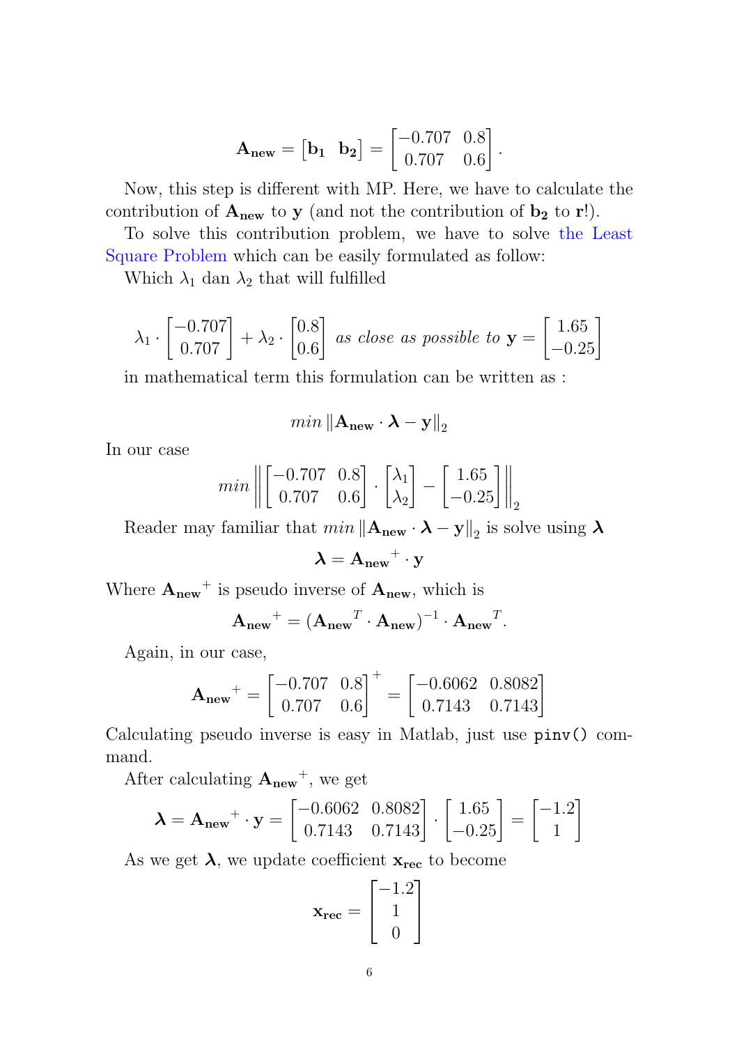$$\mathbf{A_{new}} = \begin{bmatrix}\mathbf{b_1} & \mathbf{b_2}\end{bmatrix} = \begin{bmatrix}-0.707 & 0.8 \\ 0.707 & 0.6\end{bmatrix}.$$

Now, this step is different with MP. Here, we have to calculate the contribution of $\mathbf{A_{new}}$ to $\mathbf{y}$ (and not the contribution of $\mathbf{b_2}$ to $\mathbf{r}$!).

To solve this contribution problem, we have to solve the Least Square Problem which can be easily formulated as follow:

Which $\lambda_1$ dan $\lambda_2$ that will fulfilled

$$\lambda_1 \cdot \begin{bmatrix}-0.707 \\ 0.707\end{bmatrix} + \lambda_2 \cdot \begin{bmatrix}0.8 \\ 0.6\end{bmatrix} \textit{ as close as possible to } \mathbf{y} = \begin{bmatrix}1.65 \\ -0.25\end{bmatrix}$$

in mathematical term this formulation can be written as :

$$min \left\| \mathbf{A_{new}} \cdot \boldsymbol{\lambda} - \mathbf{y} \right\|_2$$

In our case

$$min \left\| \begin{bmatrix}-0.707 & 0.8 \\ 0.707 & 0.6\end{bmatrix} \cdot \begin{bmatrix}\lambda_1 \\ \lambda_2\end{bmatrix} - \begin{bmatrix}1.65 \\ -0.25\end{bmatrix} \right\|_2$$

Reader may familiar that $min \left\| \mathbf{A_{new}} \cdot \boldsymbol{\lambda} - \mathbf{y} \right\|_2$ is solve using $\boldsymbol{\lambda}$

$$\boldsymbol{\lambda} = \mathbf{A_{new}}^{+} \cdot \mathbf{y}$$

Where $\mathbf{A_{new}}^{+}$ is pseudo inverse of $\mathbf{A_{new}}$, which is

$$\mathbf{A_{new}}^{+} = (\mathbf{A_{new}}^{T} \cdot \mathbf{A_{new}})^{-1} \cdot \mathbf{A_{new}}^{T}.$$

Again, in our case,

$$\mathbf{A_{new}}^{+} = \begin{bmatrix}-0.707 & 0.8 \\ 0.707 & 0.6\end{bmatrix}^{+} = \begin{bmatrix}-0.6062 & 0.8082 \\ 0.7143 & 0.7143\end{bmatrix}$$

Calculating pseudo inverse is easy in Matlab, just use `pinv()` command.

After calculating $\mathbf{A_{new}}^{+}$, we get

$$\boldsymbol{\lambda} = \mathbf{A_{new}}^{+} \cdot \mathbf{y} = \begin{bmatrix}-0.6062 & 0.8082 \\ 0.7143 & 0.7143\end{bmatrix} \cdot \begin{bmatrix}1.65 \\ -0.25\end{bmatrix} = \begin{bmatrix}-1.2 \\ 1\end{bmatrix}$$

As we get $\boldsymbol{\lambda}$, we update coefficient $\mathbf{x_{rec}}$ to become

$$\mathbf{x_{rec}} = \begin{bmatrix}-1.2 \\ 1 \\ 0\end{bmatrix}$$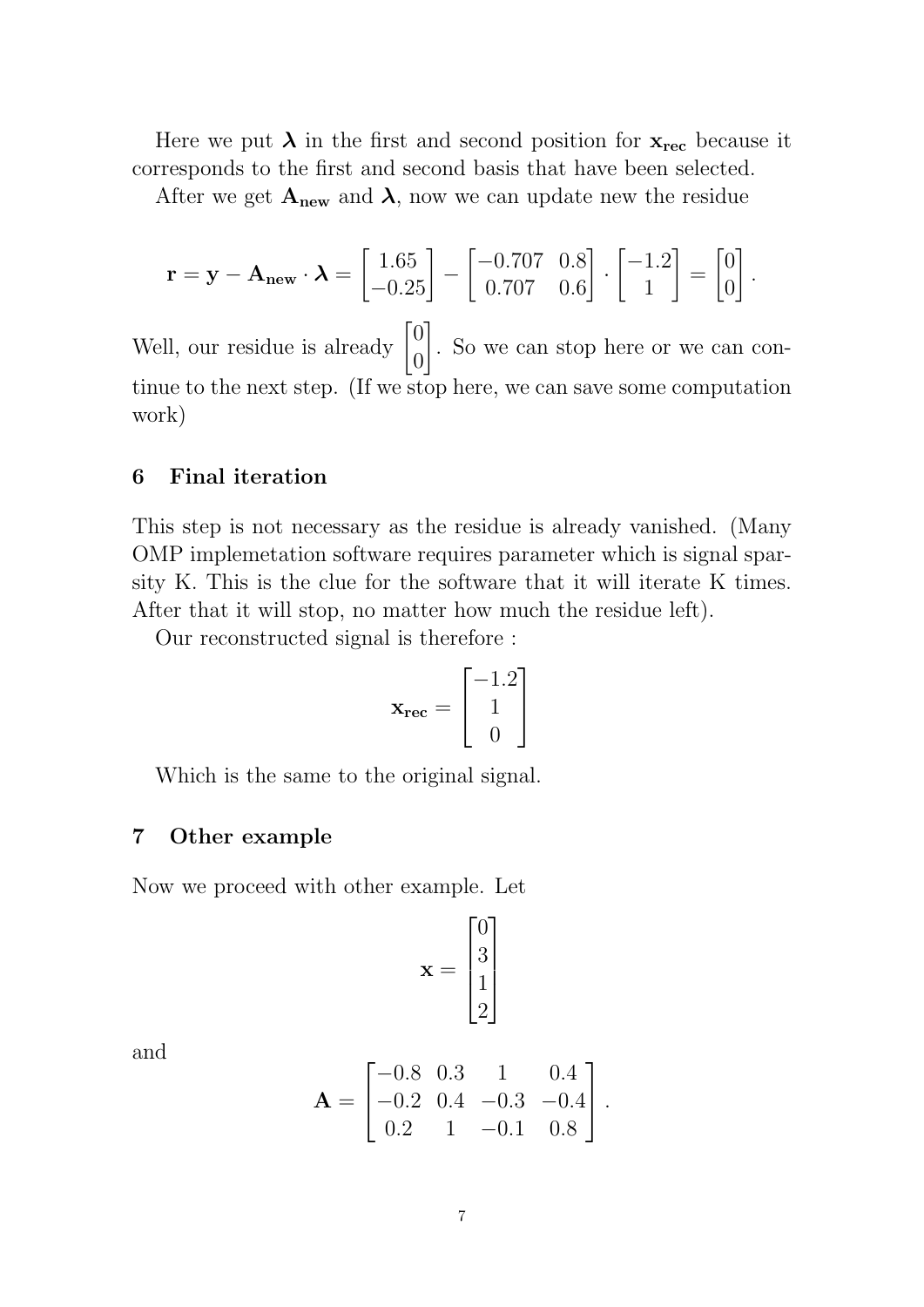Here we put $\boldsymbol{\lambda}$ in the first and second position for $\mathbf{x_{rec}}$ because it corresponds to the first and second basis that have been selected.

After we get $\mathbf{A_{new}}$ and $\boldsymbol{\lambda}$, now we can update new the residue

$$\mathbf{r} = \mathbf{y} - \mathbf{A_{new}} \cdot \boldsymbol{\lambda} = \begin{bmatrix} 1.65 \\ -0.25 \end{bmatrix} - \begin{bmatrix} -0.707 & 0.8 \\ 0.707 & 0.6 \end{bmatrix} \cdot \begin{bmatrix} -1.2 \\ 1 \end{bmatrix} = \begin{bmatrix} 0 \\ 0 \end{bmatrix}.$$

Well, our residue is already $\begin{bmatrix} 0 \\ 0 \end{bmatrix}$. So we can stop here or we can continue to the next step. (If we stop here, we can save some computation work)

## 6 Final iteration

This step is not necessary as the residue is already vanished. (Many OMP implemetation software requires parameter which is signal sparsity K. This is the clue for the software that it will iterate K times. After that it will stop, no matter how much the residue left).

Our reconstructed signal is therefore :

$$\mathbf{x_{rec}} = \begin{bmatrix} -1.2 \\ 1 \\ 0 \end{bmatrix}$$

Which is the same to the original signal.

## 7 Other example

Now we proceed with other example. Let

$$\mathbf{x} = \begin{bmatrix} 0 \\ 3 \\ 1 \\ 2 \end{bmatrix}$$

and

$$\mathbf{A} = \begin{bmatrix} -0.8 & 0.3 & 1 & 0.4 \\ -0.2 & 0.4 & -0.3 & -0.4 \\ 0.2 & 1 & -0.1 & 0.8 \end{bmatrix}.$$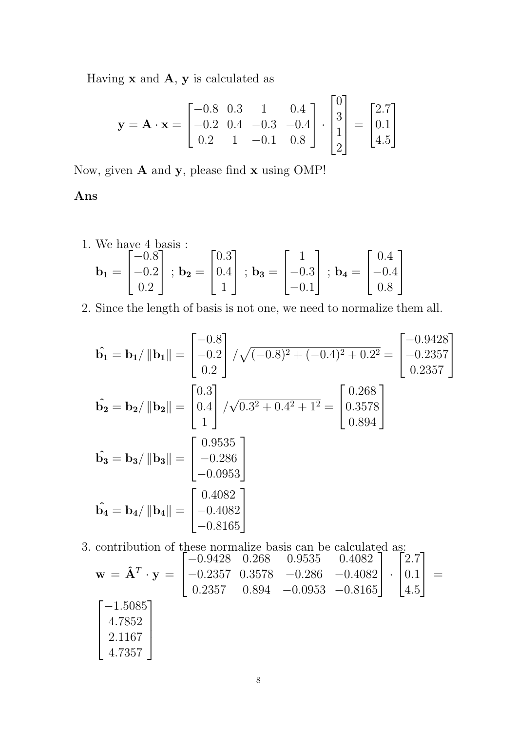Having $\mathbf{x}$ and $\mathbf{A}$, $\mathbf{y}$ is calculated as

$$\mathbf{y} = \mathbf{A} \cdot \mathbf{x} = \begin{bmatrix} -0.8 & 0.3 & 1 & 0.4 \\ -0.2 & 0.4 & -0.3 & -0.4 \\ 0.2 & 1 & -0.1 & 0.8 \end{bmatrix} \cdot \begin{bmatrix} 0 \\ 3 \\ 1 \\ 2 \end{bmatrix} = \begin{bmatrix} 2.7 \\ 0.1 \\ 4.5 \end{bmatrix}$$

Now, given $\mathbf{A}$ and $\mathbf{y}$, please find $\mathbf{x}$ using OMP!

**Ans**

1. We have 4 basis :
$$\mathbf{b_1} = \begin{bmatrix} -0.8 \\ -0.2 \\ 0.2 \end{bmatrix} ; \mathbf{b_2} = \begin{bmatrix} 0.3 \\ 0.4 \\ 1 \end{bmatrix} ; \mathbf{b_3} = \begin{bmatrix} 1 \\ -0.3 \\ -0.1 \end{bmatrix} ; \mathbf{b_4} = \begin{bmatrix} 0.4 \\ -0.4 \\ 0.8 \end{bmatrix}$$

2. Since the length of basis is not one, we need to normalize them all.
$$\hat{\mathbf{b_1}} = \mathbf{b_1} / \|\mathbf{b_1}\| = \begin{bmatrix} -0.8 \\ -0.2 \\ 0.2 \end{bmatrix} / \sqrt{(-0.8)^2 + (-0.4)^2 + 0.2^2} = \begin{bmatrix} -0.9428 \\ -0.2357 \\ 0.2357 \end{bmatrix}$$
$$\hat{\mathbf{b_2}} = \mathbf{b_2} / \|\mathbf{b_2}\| = \begin{bmatrix} 0.3 \\ 0.4 \\ 1 \end{bmatrix} / \sqrt{0.3^2 + 0.4^2 + 1^2} = \begin{bmatrix} 0.268 \\ 0.3578 \\ 0.894 \end{bmatrix}$$
$$\hat{\mathbf{b_3}} = \mathbf{b_3} / \|\mathbf{b_3}\| = \begin{bmatrix} 0.9535 \\ -0.286 \\ -0.0953 \end{bmatrix}$$
$$\hat{\mathbf{b_4}} = \mathbf{b_4} / \|\mathbf{b_4}\| = \begin{bmatrix} 0.4082 \\ -0.4082 \\ -0.8165 \end{bmatrix}$$

3. contribution of these normalize basis can be calculated as:
$$\mathbf{w} = \hat{\mathbf{A}}^T \cdot \mathbf{y} = \begin{bmatrix} -0.9428 & 0.268 & 0.9535 & 0.4082 \\ -0.2357 & 0.3578 & -0.286 & -0.4082 \\ 0.2357 & 0.894 & -0.0953 & -0.8165 \end{bmatrix} \cdot \begin{bmatrix} 2.7 \\ 0.1 \\ 4.5 \end{bmatrix} =$$
$$\begin{bmatrix} -1.5085 \\ 4.7852 \\ 2.1167 \\ 4.7357 \end{bmatrix}$$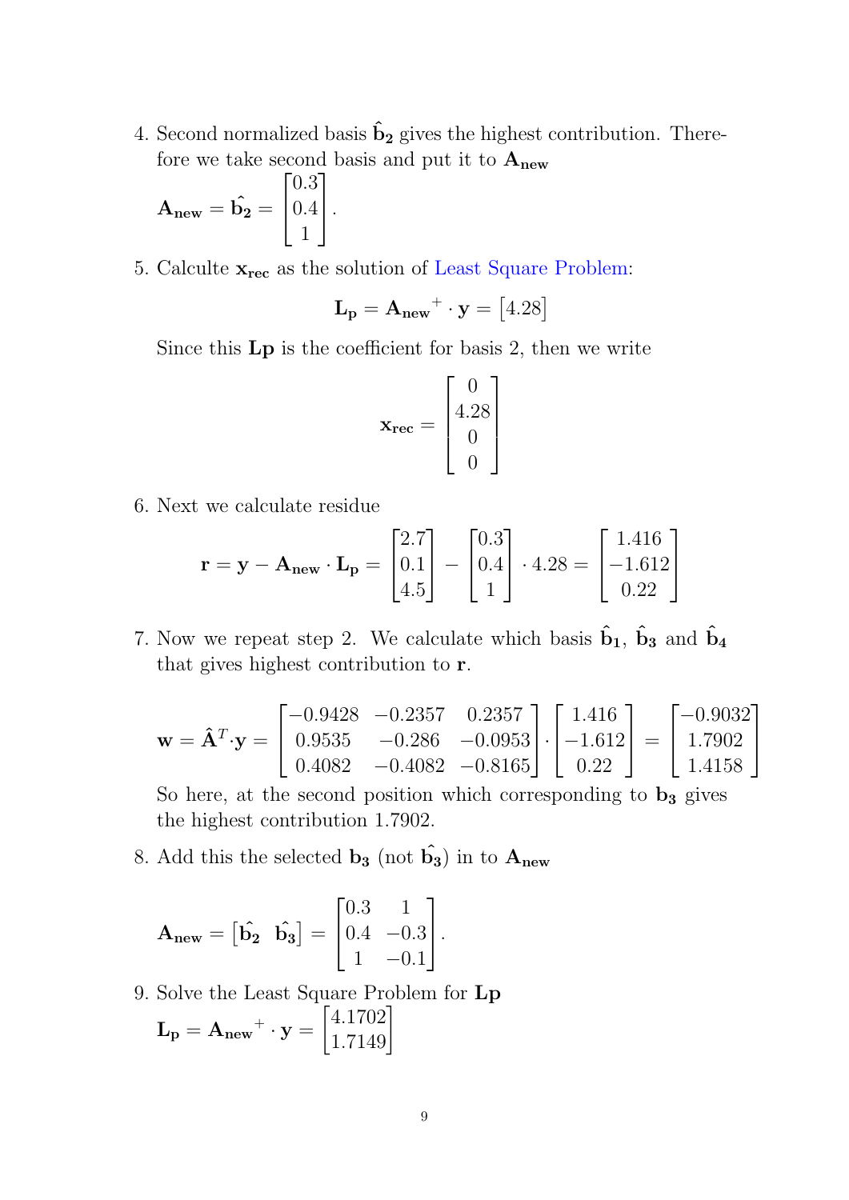4. Second normalized basis $\mathbf{\hat{b}_2}$ gives the highest contribution. Therefore we take second basis and put it to $\mathbf{A_{new}}$

   $\mathbf{A_{new}} = \hat{\mathbf{b_2}} = \begin{bmatrix} 0.3 \\ 0.4 \\ 1 \end{bmatrix}$.

5. Calculte $\mathbf{x_{rec}}$ as the solution of Least Square Problem:

   $$\mathbf{L_p} = \mathbf{A_{new}}^+ \cdot \mathbf{y} = \begin{bmatrix} 4.28 \end{bmatrix}$$

   Since this $\mathbf{Lp}$ is the coefficient for basis 2, then we write

   $$\mathbf{x_{rec}} = \begin{bmatrix} 0 \\ 4.28 \\ 0 \\ 0 \end{bmatrix}$$

6. Next we calculate residue

   $$\mathbf{r} = \mathbf{y} - \mathbf{A_{new}} \cdot \mathbf{L_p} = \begin{bmatrix} 2.7 \\ 0.1 \\ 4.5 \end{bmatrix} - \begin{bmatrix} 0.3 \\ 0.4 \\ 1 \end{bmatrix} \cdot 4.28 = \begin{bmatrix} 1.416 \\ -1.612 \\ 0.22 \end{bmatrix}$$

7. Now we repeat step 2. We calculate which basis $\mathbf{\hat{b}_1}$, $\mathbf{\hat{b}_3}$ and $\mathbf{\hat{b}_4}$ that gives highest contribution to $\mathbf{r}$.

   $$\mathbf{w} = \hat{\mathbf{A}}^T \cdot \mathbf{y} = \begin{bmatrix} -0.9428 & -0.2357 & 0.2357 \\ 0.9535 & -0.286 & -0.0953 \\ 0.4082 & -0.4082 & -0.8165 \end{bmatrix} \cdot \begin{bmatrix} 1.416 \\ -1.612 \\ 0.22 \end{bmatrix} = \begin{bmatrix} -0.9032 \\ 1.7902 \\ 1.4158 \end{bmatrix}$$

   So here, at the second position which corresponding to $\mathbf{b_3}$ gives the highest contribution 1.7902.

8. Add this the selected $\mathbf{b_3}$ (not $\hat{\mathbf{b_3}}$) in to $\mathbf{A_{new}}$

   $$\mathbf{A_{new}} = \begin{bmatrix} \hat{\mathbf{b_2}} & \hat{\mathbf{b_3}} \end{bmatrix} = \begin{bmatrix} 0.3 & 1 \\ 0.4 & -0.3 \\ 1 & -0.1 \end{bmatrix}.$$

9. Solve the Least Square Problem for $\mathbf{Lp}$

   $\mathbf{L_p} = \mathbf{A_{new}}^+ \cdot \mathbf{y} = \begin{bmatrix} 4.1702 \\ 1.7149 \end{bmatrix}$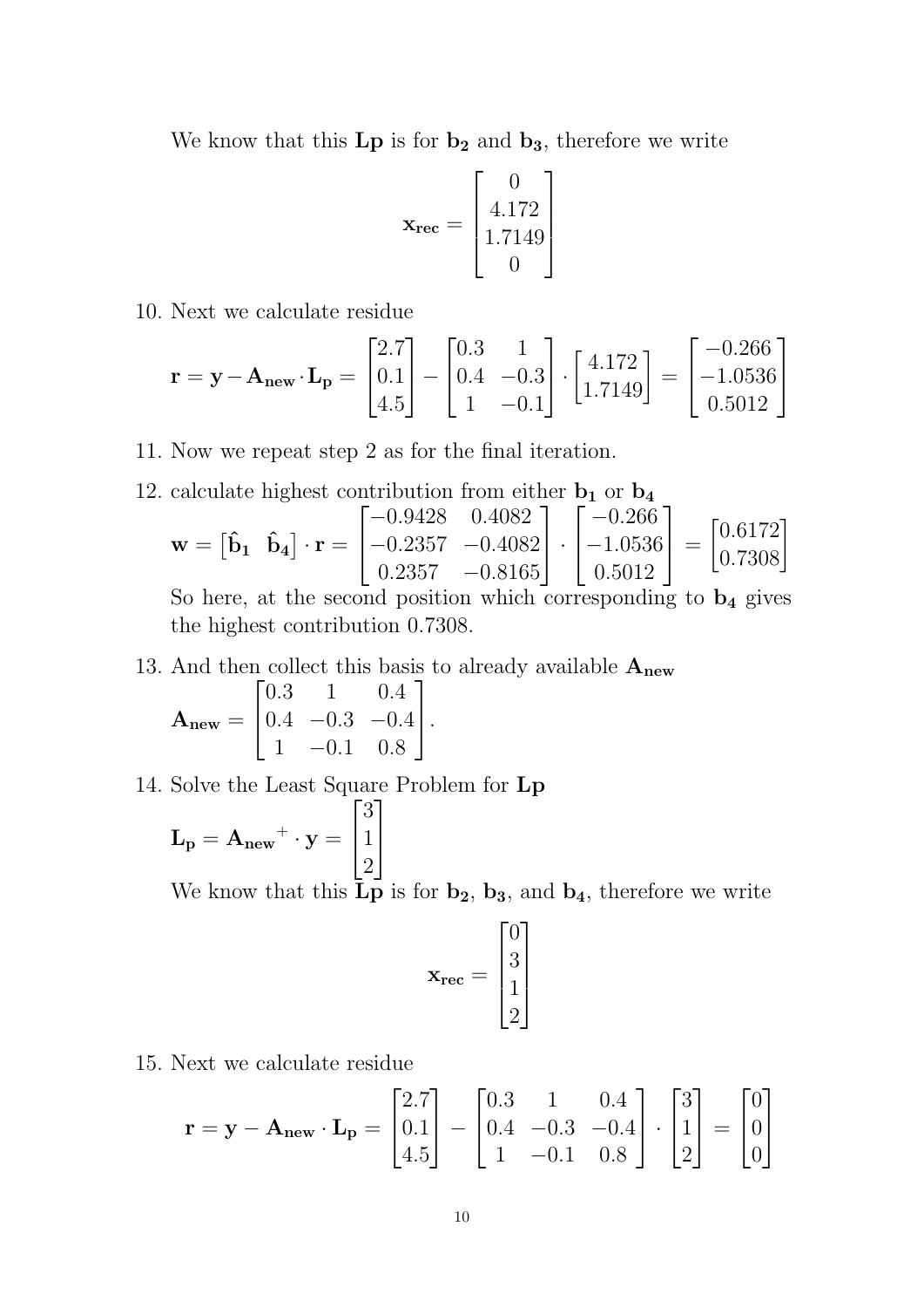We know that this $\mathbf{Lp}$ is for $\mathbf{b_2}$ and $\mathbf{b_3}$, therefore we write

$$\mathbf{x_{rec}} = \begin{bmatrix} 0 \\ 4.172 \\ 1.7149 \\ 0 \end{bmatrix}$$

10. Next we calculate residue

$$\mathbf{r} = \mathbf{y} - \mathbf{A_{new}} \cdot \mathbf{L_p} = \begin{bmatrix} 2.7 \\ 0.1 \\ 4.5 \end{bmatrix} - \begin{bmatrix} 0.3 & 1 \\ 0.4 & -0.3 \\ 1 & -0.1 \end{bmatrix} \cdot \begin{bmatrix} 4.172 \\ 1.7149 \end{bmatrix} = \begin{bmatrix} -0.266 \\ -1.0536 \\ 0.5012 \end{bmatrix}$$

11. Now we repeat step 2 as for the final iteration.

12. calculate highest contribution from either $\mathbf{b_1}$ or $\mathbf{b_4}$

$$\mathbf{w} = \begin{bmatrix} \hat{\mathbf{b}}_1 & \hat{\mathbf{b}}_4 \end{bmatrix} \cdot \mathbf{r} = \begin{bmatrix} -0.9428 & 0.4082 \\ -0.2357 & -0.4082 \\ 0.2357 & -0.8165 \end{bmatrix} \cdot \begin{bmatrix} -0.266 \\ -1.0536 \\ 0.5012 \end{bmatrix} = \begin{bmatrix} 0.6172 \\ 0.7308 \end{bmatrix}$$

So here, at the second position which corresponding to $\mathbf{b_4}$ gives the highest contribution 0.7308.

13. And then collect this basis to already available $\mathbf{A_{new}}$

$$\mathbf{A_{new}} = \begin{bmatrix} 0.3 & 1 & 0.4 \\ 0.4 & -0.3 & -0.4 \\ 1 & -0.1 & 0.8 \end{bmatrix}.$$

14. Solve the Least Square Problem for $\mathbf{Lp}$

$$\mathbf{L_p} = \mathbf{A_{new}}^{+} \cdot \mathbf{y} = \begin{bmatrix} 3 \\ 1 \\ 2 \end{bmatrix}$$

We know that this $\mathbf{Lp}$ is for $\mathbf{b_2}$, $\mathbf{b_3}$, and $\mathbf{b_4}$, therefore we write

$$\mathbf{x_{rec}} = \begin{bmatrix} 0 \\ 3 \\ 1 \\ 2 \end{bmatrix}$$

15. Next we calculate residue

$$\mathbf{r} = \mathbf{y} - \mathbf{A_{new}} \cdot \mathbf{L_p} = \begin{bmatrix} 2.7 \\ 0.1 \\ 4.5 \end{bmatrix} - \begin{bmatrix} 0.3 & 1 & 0.4 \\ 0.4 & -0.3 & -0.4 \\ 1 & -0.1 & 0.8 \end{bmatrix} \cdot \begin{bmatrix} 3 \\ 1 \\ 2 \end{bmatrix} = \begin{bmatrix} 0 \\ 0 \\ 0 \end{bmatrix}$$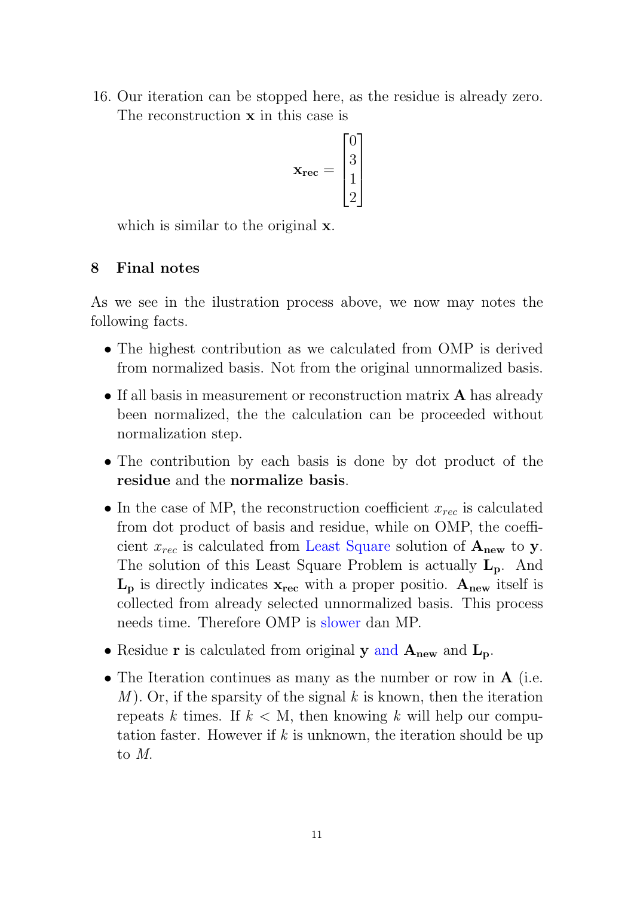16. Our iteration can be stopped here, as the residue is already zero. The reconstruction $\mathbf{x}$ in this case is

$$\mathbf{x_{rec}} = \begin{bmatrix} 0 \\ 3 \\ 1 \\ 2 \end{bmatrix}$$

which is similar to the original $\mathbf{x}$.

## 8 Final notes

As we see in the ilustration process above, we now may notes the following facts.

- The highest contribution as we calculated from OMP is derived from normalized basis. Not from the original unnormalized basis.
- If all basis in measurement or reconstruction matrix $\mathbf{A}$ has already been normalized, the the calculation can be proceeded without normalization step.
- The contribution by each basis is done by dot product of the **residue** and the **normalize basis**.
- In the case of MP, the reconstruction coefficient $x_{rec}$ is calculated from dot product of basis and residue, while on OMP, the coefficient $x_{rec}$ is calculated from Least Square solution of $\mathbf{A_{new}}$ to $\mathbf{y}$. The solution of this Least Square Problem is actually $\mathbf{L_p}$. And $\mathbf{L_p}$ is directly indicates $\mathbf{x_{rec}}$ with a proper positio. $\mathbf{A_{new}}$ itself is collected from already selected unnormalized basis. This process needs time. Therefore OMP is slower dan MP.
- Residue $\mathbf{r}$ is calculated from original $\mathbf{y}$ and $\mathbf{A_{new}}$ and $\mathbf{L_p}$.
- The Iteration continues as many as the number or row in $\mathbf{A}$ (i.e. $M$). Or, if the sparsity of the signal $k$ is known, then the iteration repeats $k$ times. If $k <$ M, then knowing $k$ will help our computation faster. However if $k$ is unknown, the iteration should be up to $M$.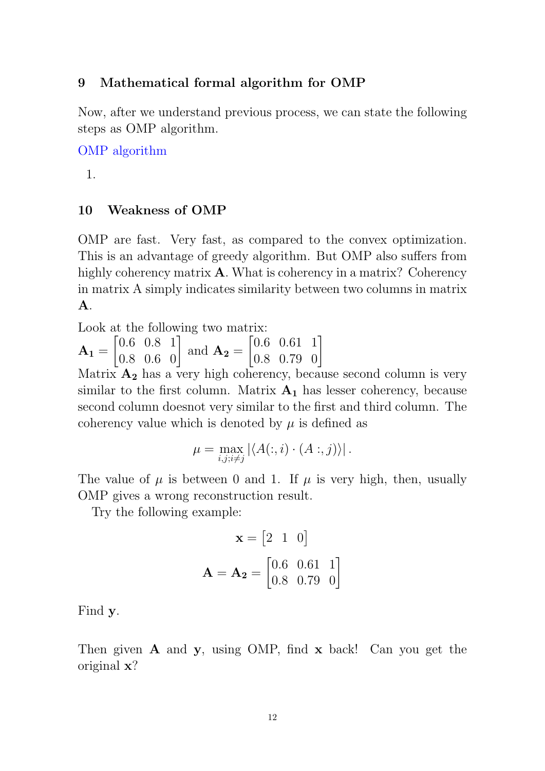## 9 Mathematical formal algorithm for OMP

Now, after we understand previous process, we can state the following steps as OMP algorithm.

OMP algorithm

1.

## 10 Weakness of OMP

OMP are fast. Very fast, as compared to the convex optimization. This is an advantage of greedy algorithm. But OMP also suffers from highly coherency matrix **A**. What is coherency in a matrix? Coherency in matrix A simply indicates similarity between two columns in matrix **A**.

Look at the following two matrix:
$\mathbf{A_1} = \begin{bmatrix} 0.6 & 0.8 & 1 \\ 0.8 & 0.6 & 0 \end{bmatrix}$ and $\mathbf{A_2} = \begin{bmatrix} 0.6 & 0.61 & 1 \\ 0.8 & 0.79 & 0 \end{bmatrix}$
Matrix $\mathbf{A_2}$ has a very high coherency, because second column is very similar to the first column. Matrix $\mathbf{A_1}$ has lesser coherency, because second column doesnot very similar to the first and third column. The coherency value which is denoted by $\mu$ is defined as

$$\mu = \max_{i,j;i\neq j} \left| \langle A(:,i) \cdot (A:,j) \rangle \right|.$$

The value of $\mu$ is between 0 and 1. If $\mu$ is very high, then, usually OMP gives a wrong reconstruction result.

Try the following example:

$$\mathbf{x} = \begin{bmatrix} 2 & 1 & 0 \end{bmatrix}$$

$$\mathbf{A} = \mathbf{A_2} = \begin{bmatrix} 0.6 & 0.61 & 1 \\ 0.8 & 0.79 & 0 \end{bmatrix}$$

Find **y**.

Then given **A** and **y**, using OMP, find **x** back! Can you get the original **x**?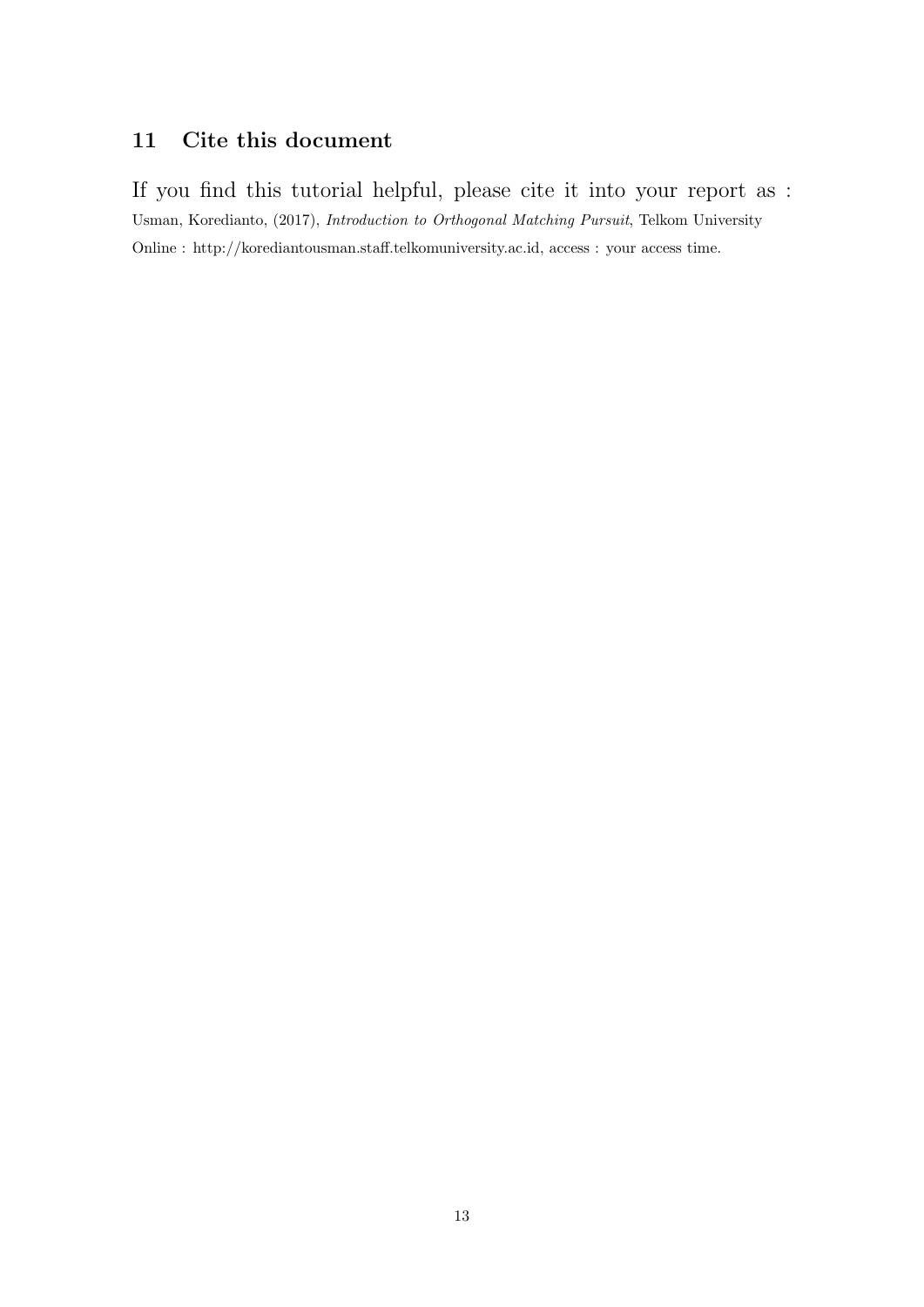## 11 Cite this document

If you find this tutorial helpful, please cite it into your report as :
Usman, Koredianto, (2017), *Introduction to Orthogonal Matching Pursuit*, Telkom University
Online : http://korediantousman.staff.telkomuniversity.ac.id, access : your access time.